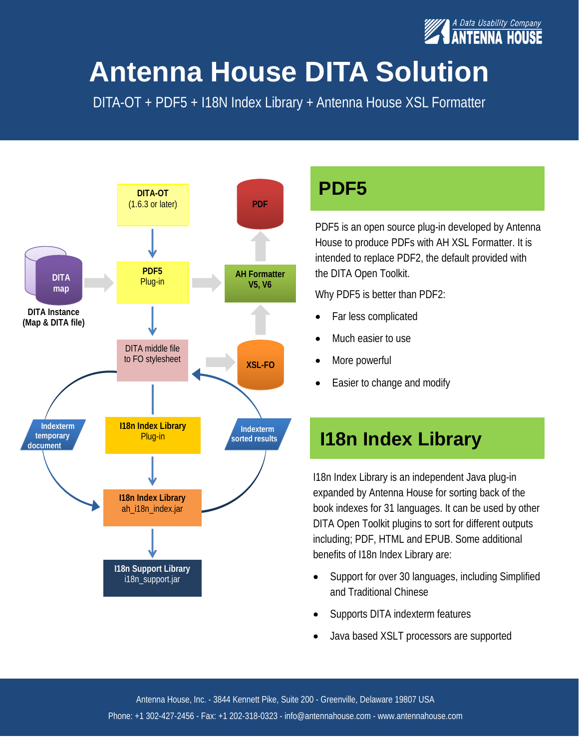A Data Usability Company
ANTENNA HOUSE

# Antenna House DITA Solution

DITA-OT + PDF5 + I18N Index Library + Antenna House XSL Formatter

DITA-OT (1.6.3 or later)

PDF

DITA map

DITA Instance (Map & DITA file)

PDF5 Plug-in

AH Formatter V5, V6

DITA middle file to FO stylesheet

XSL-FO

Indexterm temporary document

I18n Index Library Plug-in

Indexterm sorted results

I18n Index Library ah_i18n_index.jar

I18n Support Library i18n_support.jar

## PDF5

PDF5 is an open source plug-in developed by Antenna House to produce PDFs with AH XSL Formatter. It is intended to replace PDF2, the default provided with the DITA Open Toolkit.

Why PDF5 is better than PDF2:

- Far less complicated
- Much easier to use
- More powerful
- Easier to change and modify

## I18n Index Library

I18n Index Library is an independent Java plug-in expanded by Antenna House for sorting back of the book indexes for 31 languages. It can be used by other DITA Open Toolkit plugins to sort for different outputs including; PDF, HTML and EPUB. Some additional benefits of I18n Index Library are:

- Support for over 30 languages, including Simplified and Traditional Chinese
- Supports DITA indexterm features
- Java based XSLT processors are supported

Antenna House, Inc. - 3844 Kennett Pike, Suite 200 - Greenville, Delaware 19807 USA

Phone: +1 302-427-2456 - Fax: +1 202-318-0323 - info@antennahouse.com - www.antennahouse.com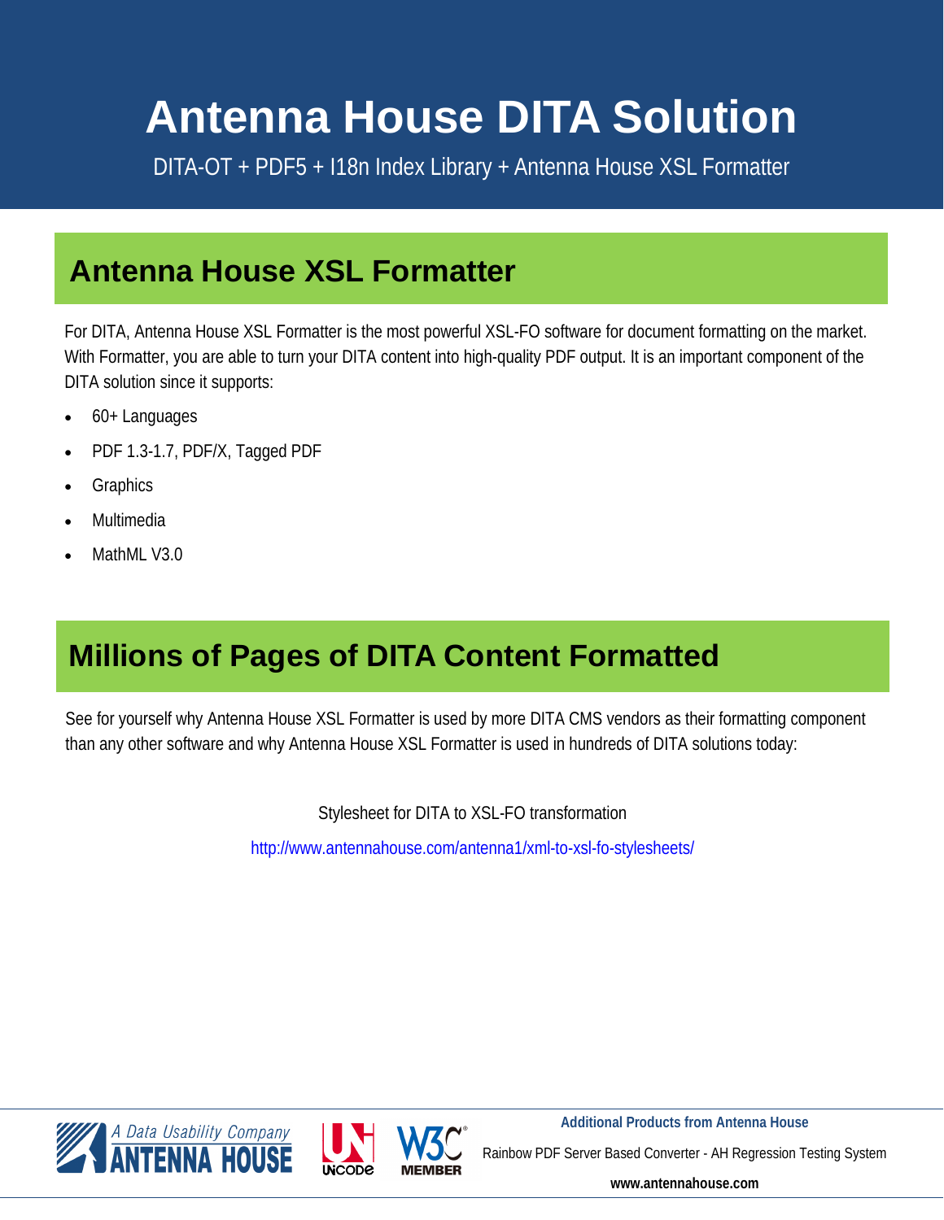# Antenna House DITA Solution

DITA-OT + PDF5 + I18n Index Library + Antenna House XSL Formatter

## Antenna House XSL Formatter

For DITA, Antenna House XSL Formatter is the most powerful XSL-FO software for document formatting on the market. With Formatter, you are able to turn your DITA content into high-quality PDF output. It is an important component of the DITA solution since it supports:

- 60+ Languages
- PDF 1.3-1.7, PDF/X, Tagged PDF
- Graphics
- Multimedia
- MathML V3.0

## Millions of Pages of DITA Content Formatted

See for yourself why Antenna House XSL Formatter is used by more DITA CMS vendors as their formatting component than any other software and why Antenna House XSL Formatter is used in hundreds of DITA solutions today:

Stylesheet for DITA to XSL-FO transformation

http://www.antennahouse.com/antenna1/xml-to-xsl-fo-stylesheets/

A Data Usability Company ANTENNA HOUSE

**Additional Products from Antenna House**

Rainbow PDF Server Based Converter - AH Regression Testing System

**www.antennahouse.com**